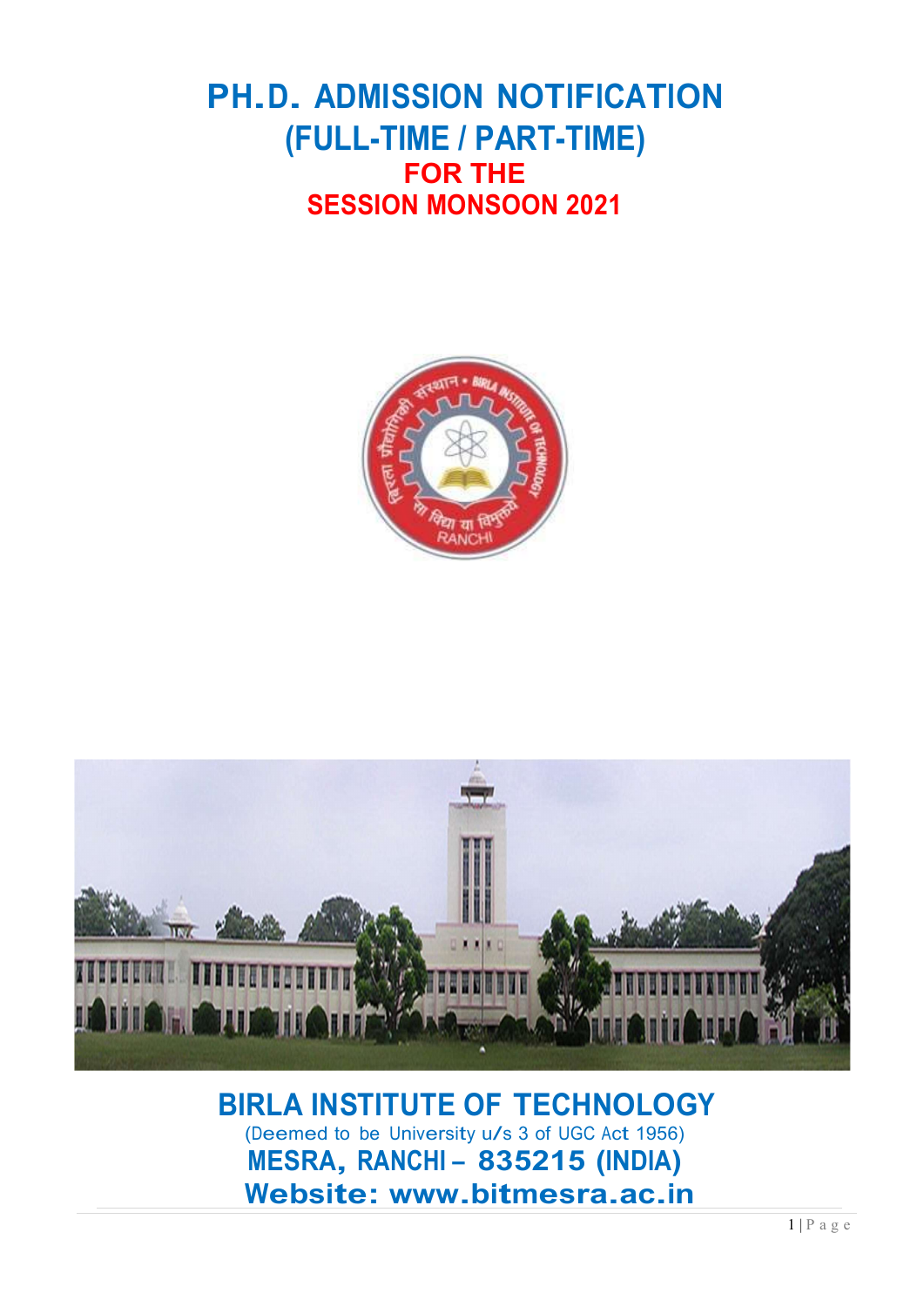# PH.D. ADMISSION NOTIFICATION
## (FULL-TIME / PART-TIME)
### FOR THE
### SESSION MONSOON 2021

## BIRLA INSTITUTE OF TECHNOLOGY

(Deemed to be University u/s 3 of UGC Act 1956)

**MESRA, RANCHI – 835215 (INDIA)**

**Website: www.bitmesra.ac.in**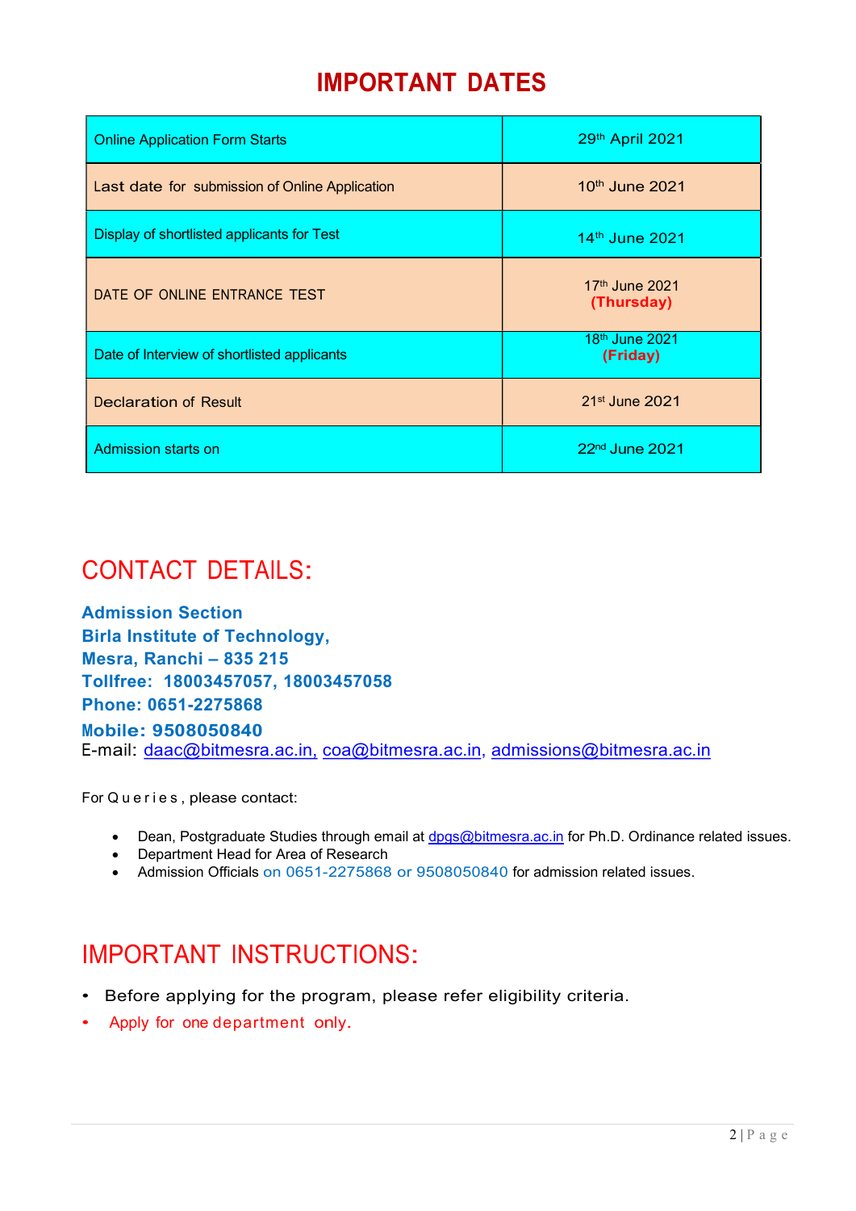# IMPORTANT DATES

| | |
|---|---|
| Online Application Form Starts | 29th April 2021 |
| Last date for submission of Online Application | 10th June 2021 |
| Display of shortlisted applicants for Test | 14th June 2021 |
| DATE OF ONLINE ENTRANCE TEST | 17th June 2021 **(Thursday)** |
| Date of Interview of shortlisted applicants | 18th June 2021 **(Friday)** |
| Declaration of Result | 21st June 2021 |
| Admission starts on | 22nd June 2021 |

## CONTACT DETAILS:

**Admission Section**
**Birla Institute of Technology,**
**Mesra, Ranchi – 835 215**
**Tollfree: 18003457057, 18003457058**
**Phone: 0651-2275868**
**Mobile: 9508050840**
E-mail: daac@bitmesra.ac.in, coa@bitmesra.ac.in, admissions@bitmesra.ac.in

For Queries, please contact:

- Dean, Postgraduate Studies through email at dpgs@bitmesra.ac.in for Ph.D. Ordinance related issues.
- Department Head for Area of Research
- Admission Officials on 0651-2275868 or 9508050840 for admission related issues.

## IMPORTANT INSTRUCTIONS:

- Before applying for the program, please refer eligibility criteria.
- Apply for one department only.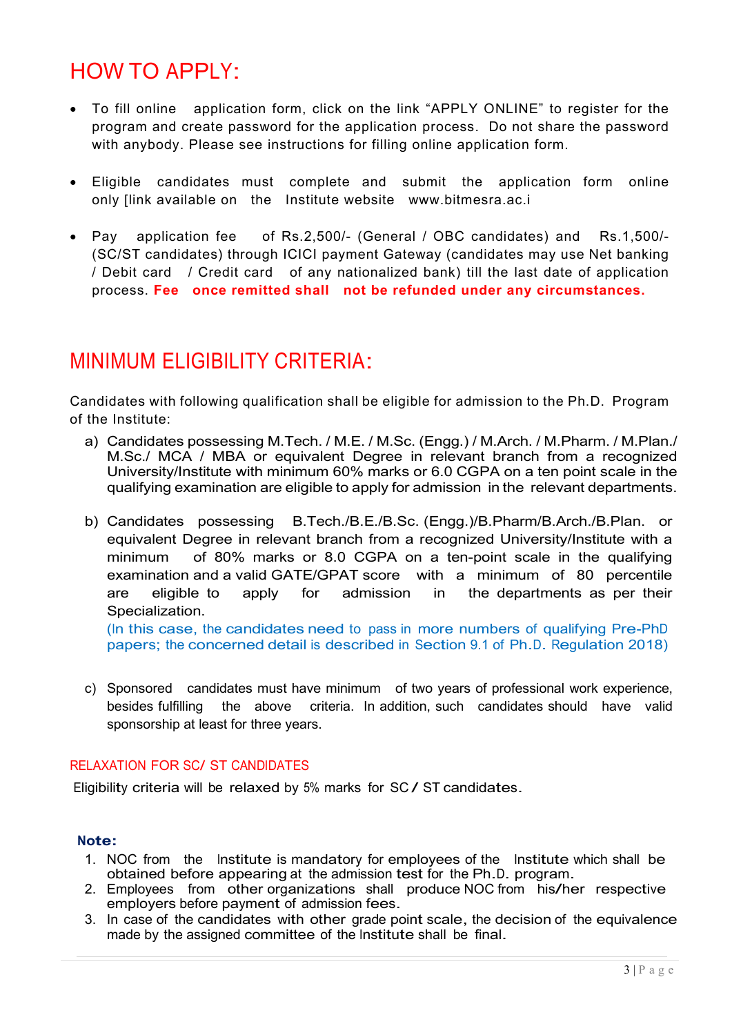# HOW TO APPLY:

- To fill online application form, click on the link “APPLY ONLINE” to register for the program and create password for the application process. Do not share the password with anybody. Please see instructions for filling online application form.

- Eligible candidates must complete and submit the application form online only [link available on the Institute website www.bitmesra.ac.i

- Pay application fee of Rs.2,500/- (General / OBC candidates) and Rs.1,500/- (SC/ST candidates) through ICICI payment Gateway (candidates may use Net banking / Debit card / Credit card of any nationalized bank) till the last date of application process. **Fee once remitted shall not be refunded under any circumstances.**

# MINIMUM ELIGIBILITY CRITERIA:

Candidates with following qualification shall be eligible for admission to the Ph.D. Program of the Institute:

a) Candidates possessing M.Tech. / M.E. / M.Sc. (Engg.) / M.Arch. / M.Pharm. / M.Plan./ M.Sc./ MCA / MBA or equivalent Degree in relevant branch from a recognized University/Institute with minimum 60% marks or 6.0 CGPA on a ten point scale in the qualifying examination are eligible to apply for admission in the relevant departments.

b) Candidates possessing B.Tech./B.E./B.Sc. (Engg.)/B.Pharm/B.Arch./B.Plan. or equivalent Degree in relevant branch from a recognized University/Institute with a minimum of 80% marks or 8.0 CGPA on a ten-point scale in the qualifying examination and a valid GATE/GPAT score with a minimum of 80 percentile are eligible to apply for admission in the departments as per their Specialization.
(In this case, the candidates need to pass in more numbers of qualifying Pre-PhD papers; the concerned detail is described in Section 9.1 of Ph.D. Regulation 2018)

c) Sponsored candidates must have minimum of two years of professional work experience, besides fulfilling the above criteria. In addition, such candidates should have valid sponsorship at least for three years.

### RELAXATION FOR SC/ ST CANDIDATES

Eligibility criteria will be relaxed by 5% marks for SC / ST candidates.

**Note:**

1. NOC from the Institute is mandatory for employees of the Institute which shall be obtained before appearing at the admission test for the Ph.D. program.
2. Employees from other organizations shall produce NOC from his/her respective employers before payment of admission fees.
3. In case of the candidates with other grade point scale, the decision of the equivalence made by the assigned committee of the Institute shall be final.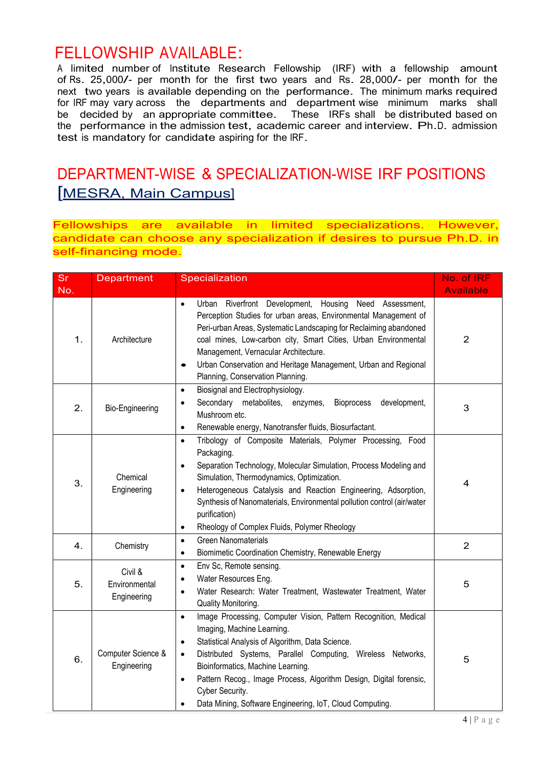# FELLOWSHIP AVAILABLE:

A limited number of Institute Research Fellowship (IRF) with a fellowship amount of Rs. 25,000/- per month for the first two years and Rs. 28,000/- per month for the next two years is available depending on the performance. The minimum marks required for IRF may vary across the departments and department wise minimum marks shall be decided by an appropriate committee. These IRFs shall be distributed based on the performance in the admission test, academic career and interview. Ph.D. admission test is mandatory for candidate aspiring for the IRF.

# DEPARTMENT-WISE & SPECIALIZATION-WISE IRF POSITIONS [MESRA, Main Campus]

**Fellowships are available in limited specializations. However, candidate can choose any specialization if desires to pursue Ph.D. in self-financing mode.**

| Sr No. | Department | Specialization | No. of IRF Available |
|---|---|---|---|
| 1. | Architecture | • Urban Riverfront Development, Housing Need Assessment, Perception Studies for urban areas, Environmental Management of Peri-urban Areas, Systematic Landscaping for Reclaiming abandoned coal mines, Low-carbon city, Smart Cities, Urban Environmental Management, Vernacular Architecture.<br>• Urban Conservation and Heritage Management, Urban and Regional Planning, Conservation Planning. | 2 |
| 2. | Bio-Engineering | • Biosignal and Electrophysiology.<br>• Secondary metabolites, enzymes, Bioprocess development, Mushroom etc.<br>• Renewable energy, Nanotransfer fluids, Biosurfactant. | 3 |
| 3. | Chemical Engineering | • Tribology of Composite Materials, Polymer Processing, Food Packaging.<br>• Separation Technology, Molecular Simulation, Process Modeling and Simulation, Thermodynamics, Optimization.<br>• Heterogeneous Catalysis and Reaction Engineering, Adsorption, Synthesis of Nanomaterials, Environmental pollution control (air/water purification)<br>• Rheology of Complex Fluids, Polymer Rheology | 4 |
| 4. | Chemistry | • Green Nanomaterials<br>• Biomimetic Coordination Chemistry, Renewable Energy | 2 |
| 5. | Civil & Environmental Engineering | • Env Sc, Remote sensing.<br>• Water Resources Eng.<br>• Water Research: Water Treatment, Wastewater Treatment, Water Quality Monitoring. | 5 |
| 6. | Computer Science & Engineering | • Image Processing, Computer Vision, Pattern Recognition, Medical Imaging, Machine Learning.<br>• Statistical Analysis of Algorithm, Data Science.<br>• Distributed Systems, Parallel Computing, Wireless Networks, Bioinformatics, Machine Learning.<br>• Pattern Recog., Image Process, Algorithm Design, Digital forensic, Cyber Security.<br>• Data Mining, Software Engineering, IoT, Cloud Computing. | 5 |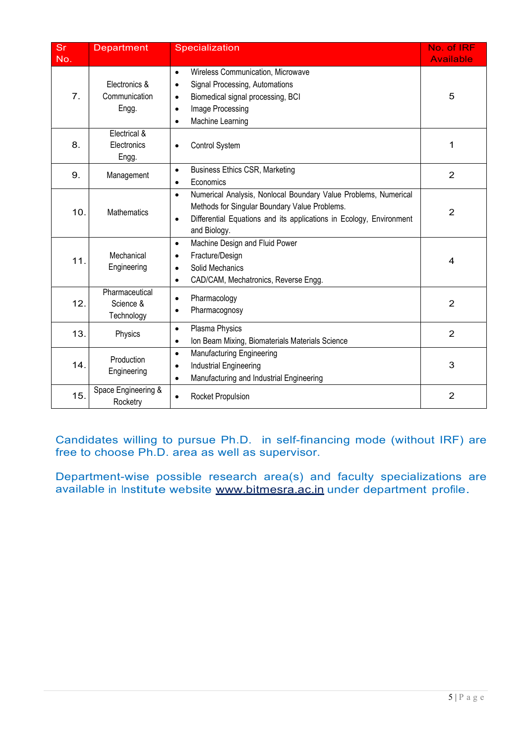| Sr No. | Department | Specialization | No. of IRF Available |
|---|---|---|---|
| 7. | Electronics & Communication Engg. | • Wireless Communication, Microwave<br>• Signal Processing, Automations<br>• Biomedical signal processing, BCI<br>• Image Processing<br>• Machine Learning | 5 |
| 8. | Electrical & Electronics Engg. | • Control System | 1 |
| 9. | Management | • Business Ethics CSR, Marketing<br>• Economics | 2 |
| 10. | Mathematics | • Numerical Analysis, Nonlocal Boundary Value Problems, Numerical Methods for Singular Boundary Value Problems.<br>• Differential Equations and its applications in Ecology, Environment and Biology. | 2 |
| 11. | Mechanical Engineering | • Machine Design and Fluid Power<br>• Fracture/Design<br>• Solid Mechanics<br>• CAD/CAM, Mechatronics, Reverse Engg. | 4 |
| 12. | Pharmaceutical Science & Technology | • Pharmacology<br>• Pharmacognosy | 2 |
| 13. | Physics | • Plasma Physics<br>• Ion Beam Mixing, Biomaterials Materials Science | 2 |
| 14. | Production Engineering | • Manufacturing Engineering<br>• Industrial Engineering<br>• Manufacturing and Industrial Engineering | 3 |
| 15. | Space Engineering & Rocketry | • Rocket Propulsion | 2 |

Candidates willing to pursue Ph.D. in self-financing mode (without IRF) are free to choose Ph.D. area as well as supervisor.

Department-wise possible research area(s) and faculty specializations are available in Institute website www.bitmesra.ac.in under department profile.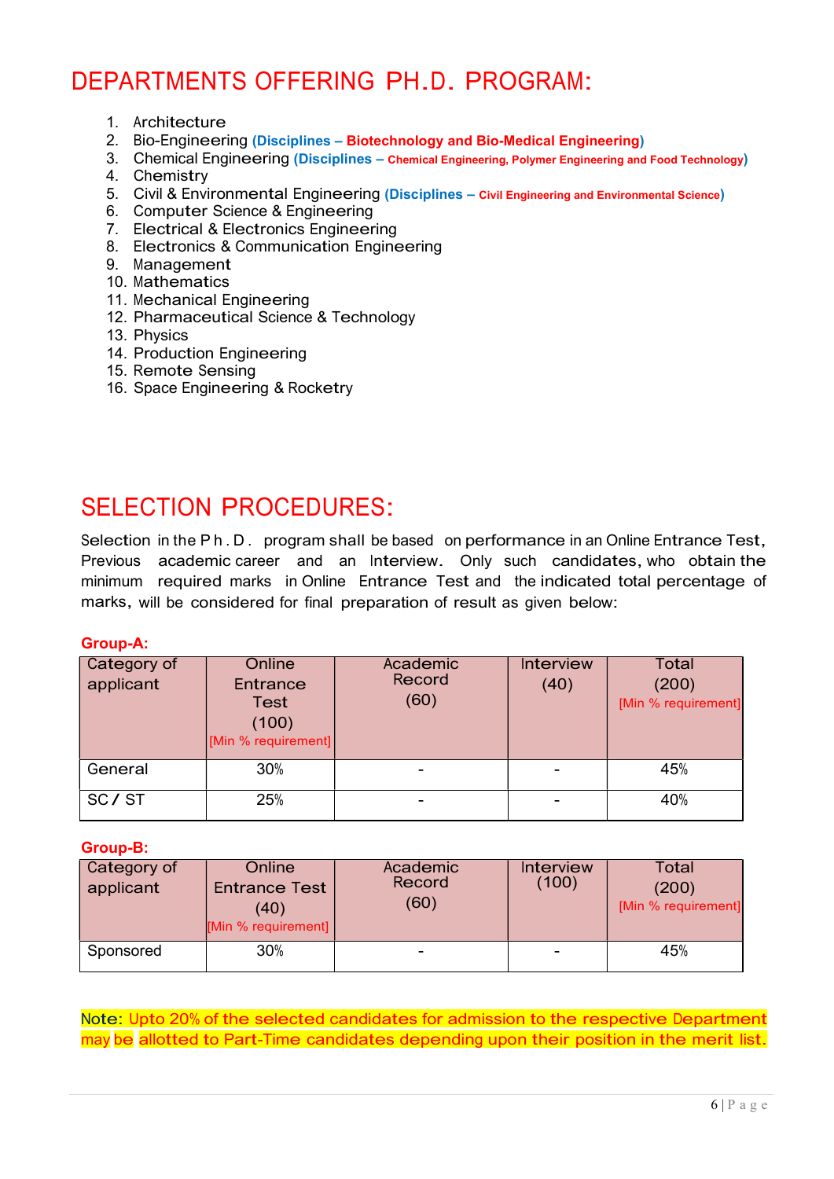# DEPARTMENTS OFFERING PH.D. PROGRAM:

1. Architecture
2. Bio-Engineering **(Disciplines – Biotechnology and Bio-Medical Engineering)**
3. Chemical Engineering **(Disciplines – Chemical Engineering, Polymer Engineering and Food Technology)**
4. Chemistry
5. Civil & Environmental Engineering **(Disciplines – Civil Engineering and Environmental Science)**
6. Computer Science & Engineering
7. Electrical & Electronics Engineering
8. Electronics & Communication Engineering
9. Management
10. Mathematics
11. Mechanical Engineering
12. Pharmaceutical Science & Technology
13. Physics
14. Production Engineering
15. Remote Sensing
16. Space Engineering & Rocketry

# SELECTION PROCEDURES:

Selection in the Ph.D. program shall be based on performance in an Online Entrance Test, Previous academic career and an Interview. Only such candidates, who obtain the minimum required marks in Online Entrance Test and the indicated total percentage of marks, will be considered for final preparation of result as given below:

**Group-A:**

| Category of applicant | Online Entrance Test (100) [Min % requirement] | Academic Record (60) | Interview (40) | Total (200) [Min % requirement] |
|---|---|---|---|---|
| General | 30% | - | - | 45% |
| SC / ST | 25% | - | - | 40% |

**Group-B:**

| Category of applicant | Online Entrance Test (40) [Min % requirement] | Academic Record (60) | Interview (100) | Total (200) [Min % requirement] |
|---|---|---|---|---|
| Sponsored | 30% | - | - | 45% |

Note: Upto 20% of the selected candidates for admission to the respective Department may be allotted to Part-Time candidates depending upon their position in the merit list.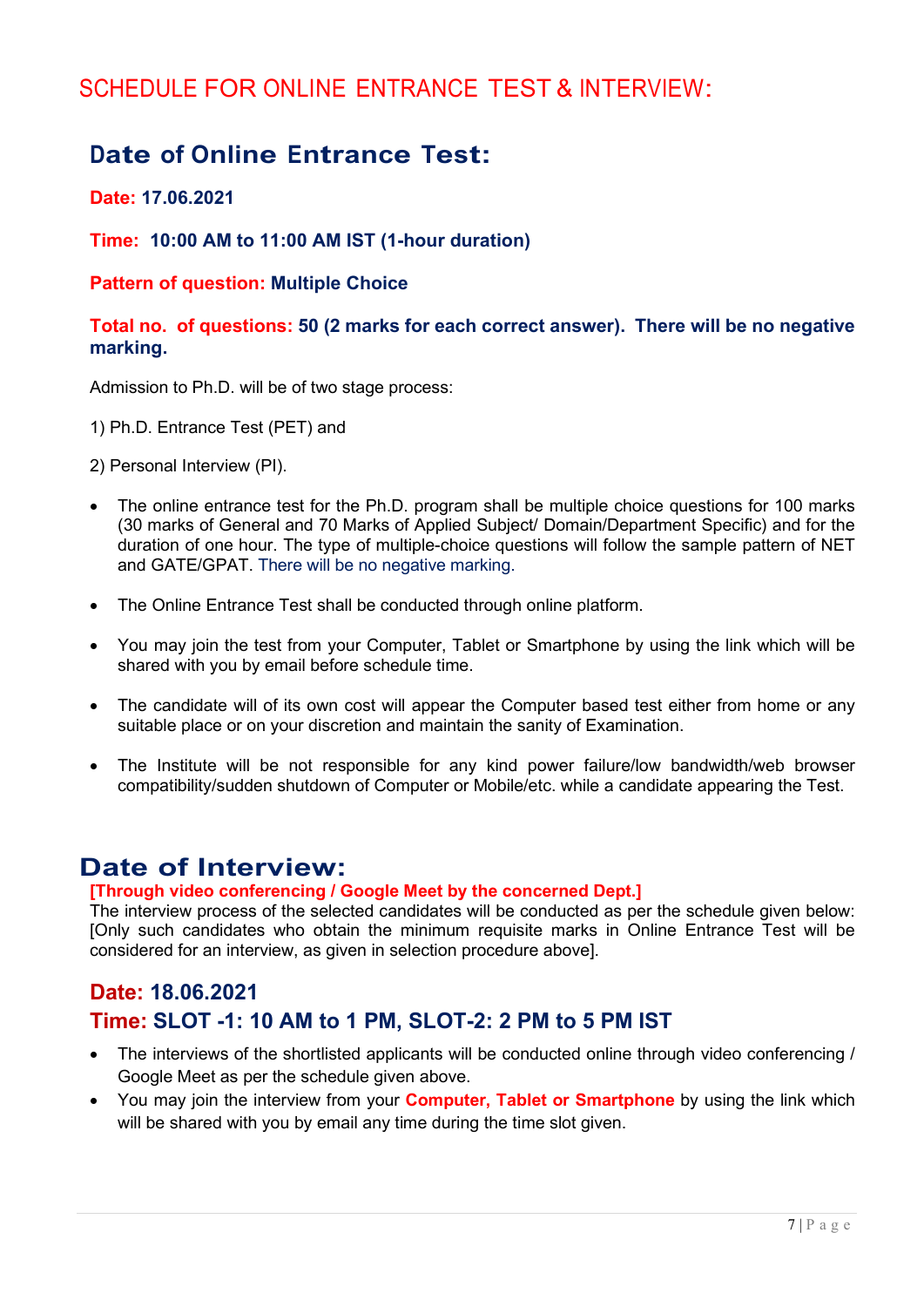# SCHEDULE FOR ONLINE ENTRANCE TEST & INTERVIEW:

## Date of Online Entrance Test:

**Date: 17.06.2021**

**Time: 10:00 AM to 11:00 AM IST (1-hour duration)**

**Pattern of question: Multiple Choice**

**Total no. of questions: 50 (2 marks for each correct answer). There will be no negative marking.**

Admission to Ph.D. will be of two stage process:

1) Ph.D. Entrance Test (PET) and

2) Personal Interview (PI).

- The online entrance test for the Ph.D. program shall be multiple choice questions for 100 marks (30 marks of General and 70 Marks of Applied Subject/ Domain/Department Specific) and for the duration of one hour. The type of multiple-choice questions will follow the sample pattern of NET and GATE/GPAT. There will be no negative marking.
- The Online Entrance Test shall be conducted through online platform.
- You may join the test from your Computer, Tablet or Smartphone by using the link which will be shared with you by email before schedule time.
- The candidate will of its own cost will appear the Computer based test either from home or any suitable place or on your discretion and maintain the sanity of Examination.
- The Institute will be not responsible for any kind power failure/low bandwidth/web browser compatibility/sudden shutdown of Computer or Mobile/etc. while a candidate appearing the Test.

## Date of Interview:

**[Through video conferencing / Google Meet by the concerned Dept.]**

The interview process of the selected candidates will be conducted as per the schedule given below: [Only such candidates who obtain the minimum requisite marks in Online Entrance Test will be considered for an interview, as given in selection procedure above].

### Date: 18.06.2021

### Time: SLOT -1: 10 AM to 1 PM, SLOT-2: 2 PM to 5 PM IST

- The interviews of the shortlisted applicants will be conducted online through video conferencing / Google Meet as per the schedule given above.
- You may join the interview from your **Computer, Tablet or Smartphone** by using the link which will be shared with you by email any time during the time slot given.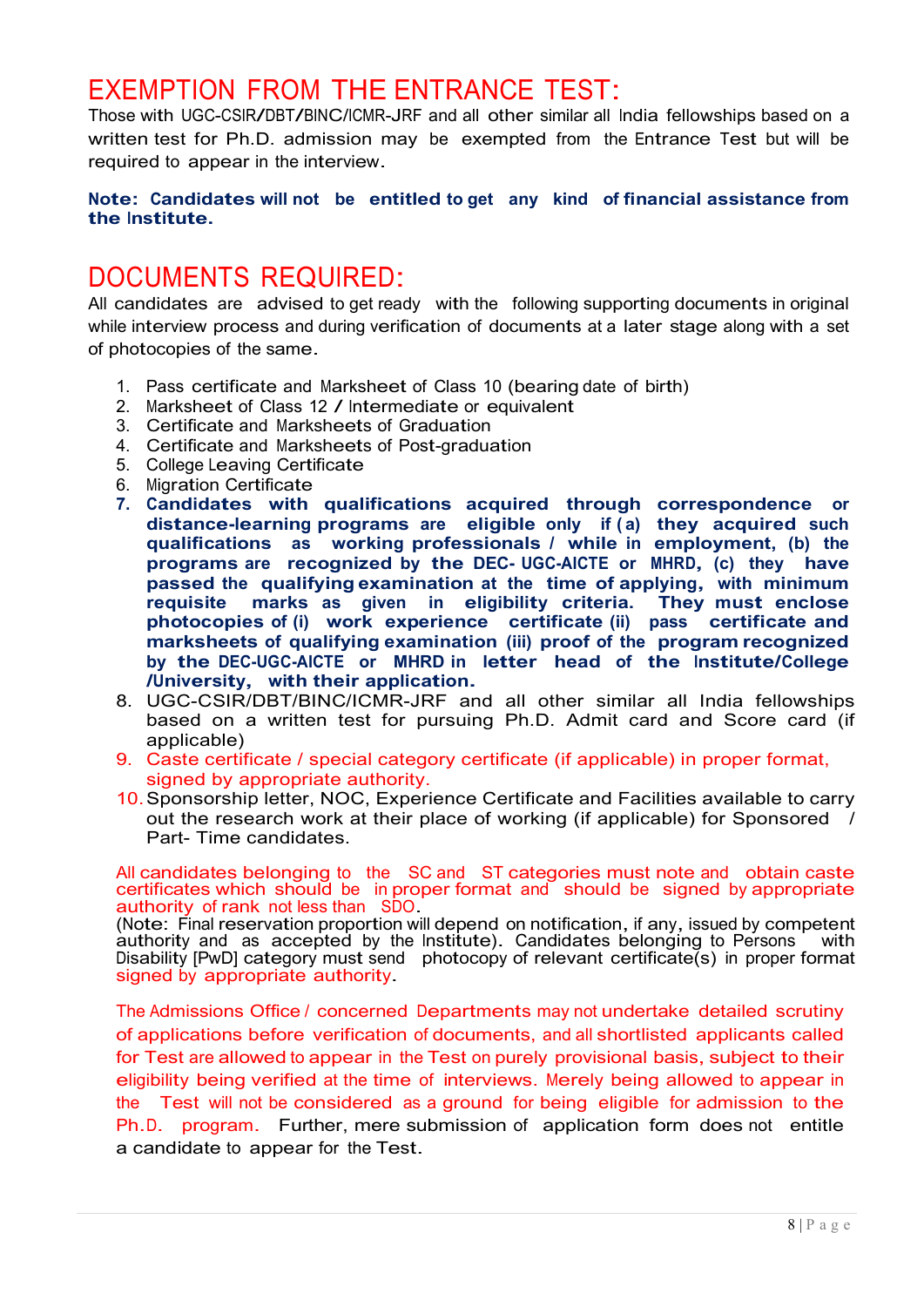# EXEMPTION FROM THE ENTRANCE TEST:

Those with UGC-CSIR/DBT/BINC/ICMR-JRF and all other similar all India fellowships based on a written test for Ph.D. admission may be exempted from the Entrance Test but will be required to appear in the interview.

**Note: Candidates will not be entitled to get any kind of financial assistance from the Institute.**

# DOCUMENTS REQUIRED:

All candidates are advised to get ready with the following supporting documents in original while interview process and during verification of documents at a later stage along with a set of photocopies of the same.

1. Pass certificate and Marksheet of Class 10 (bearing date of birth)
2. Marksheet of Class 12 / Intermediate or equivalent
3. Certificate and Marksheets of Graduation
4. Certificate and Marksheets of Post-graduation
5. College Leaving Certificate
6. Migration Certificate
7. **Candidates with qualifications acquired through correspondence or distance-learning programs are eligible only if (a) they acquired such qualifications as working professionals / while in employment, (b) the programs are recognized by the DEC- UGC-AICTE or MHRD, (c) they have passed the qualifying examination at the time of applying, with minimum requisite marks as given in eligibility criteria. They must enclose photocopies of (i) work experience certificate (ii) pass certificate and marksheets of qualifying examination (iii) proof of the program recognized by the DEC-UGC-AICTE or MHRD in letter head of the Institute/College /University, with their application.**
8. UGC-CSIR/DBT/BINC/ICMR-JRF and all other similar all India fellowships based on a written test for pursuing Ph.D. Admit card and Score card (if applicable)
9. Caste certificate / special category certificate (if applicable) in proper format, signed by appropriate authority.
10. Sponsorship letter, NOC, Experience Certificate and Facilities available to carry out the research work at their place of working (if applicable) for Sponsored / Part- Time candidates.

All candidates belonging to the SC and ST categories must note and obtain caste certificates which should be in proper format and should be signed by appropriate authority of rank not less than SDO.
(Note: Final reservation proportion will depend on notification, if any, issued by competent authority and as accepted by the Institute). Candidates belonging to Persons with Disability [PwD] category must send photocopy of relevant certificate(s) in proper format signed by appropriate authority.

The Admissions Office / concerned Departments may not undertake detailed scrutiny of applications before verification of documents, and all shortlisted applicants called for Test are allowed to appear in the Test on purely provisional basis, subject to their eligibility being verified at the time of interviews. Merely being allowed to appear in the Test will not be considered as a ground for being eligible for admission to the Ph.D. program. Further, mere submission of application form does not entitle a candidate to appear for the Test.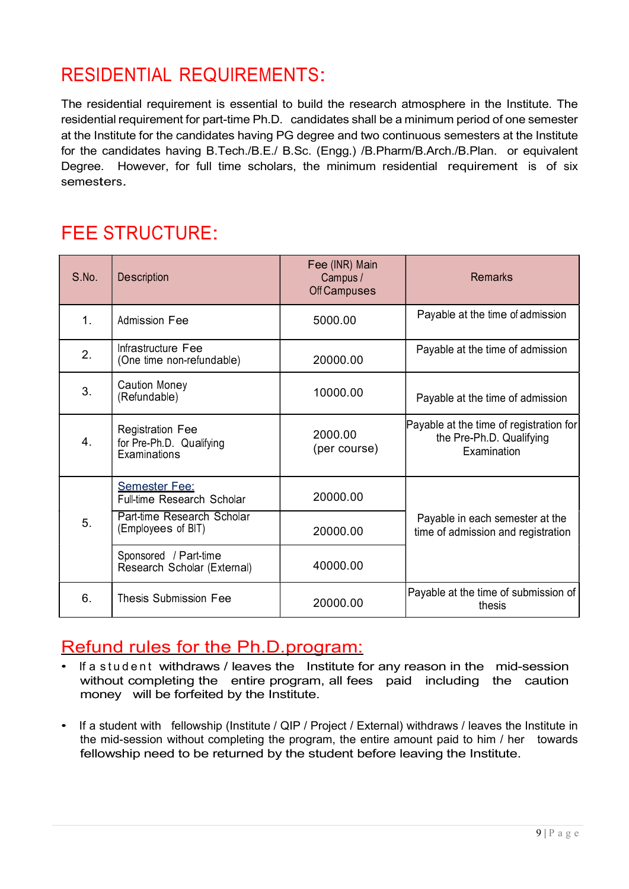## RESIDENTIAL REQUIREMENTS:

The residential requirement is essential to build the research atmosphere in the Institute. The residential requirement for part-time Ph.D. candidates shall be a minimum period of one semester at the Institute for the candidates having PG degree and two continuous semesters at the Institute for the candidates having B.Tech./B.E./ B.Sc. (Engg.) /B.Pharm/B.Arch./B.Plan. or equivalent Degree. However, for full time scholars, the minimum residential requirement is of six semesters.

## FEE STRUCTURE:

| S.No. | Description | Fee (INR) Main Campus / Off Campuses | Remarks |
|---|---|---|---|
| 1. | Admission Fee | 5000.00 | Payable at the time of admission |
| 2. | Infrastructure Fee (One time non-refundable) | 20000.00 | Payable at the time of admission |
| 3. | Caution Money (Refundable) | 10000.00 | Payable at the time of admission |
| 4. | Registration Fee for Pre-Ph.D. Qualifying Examinations | 2000.00 (per course) | Payable at the time of registration for the Pre-Ph.D. Qualifying Examination |
| 5. | Semester Fee: Full-time Research Scholar | 20000.00 | Payable in each semester at the time of admission and registration |
| | Part-time Research Scholar (Employees of BIT) | 20000.00 | |
| | Sponsored / Part-time Research Scholar (External) | 40000.00 | |
| 6. | Thesis Submission Fee | 20000.00 | Payable at the time of submission of thesis |

## Refund rules for the Ph.D.program:

- If a student withdraws / leaves the Institute for any reason in the mid-session without completing the entire program, all fees paid including the caution money will be forfeited by the Institute.
- If a student with fellowship (Institute / QIP / Project / External) withdraws / leaves the Institute in the mid-session without completing the program, the entire amount paid to him / her towards fellowship need to be returned by the student before leaving the Institute.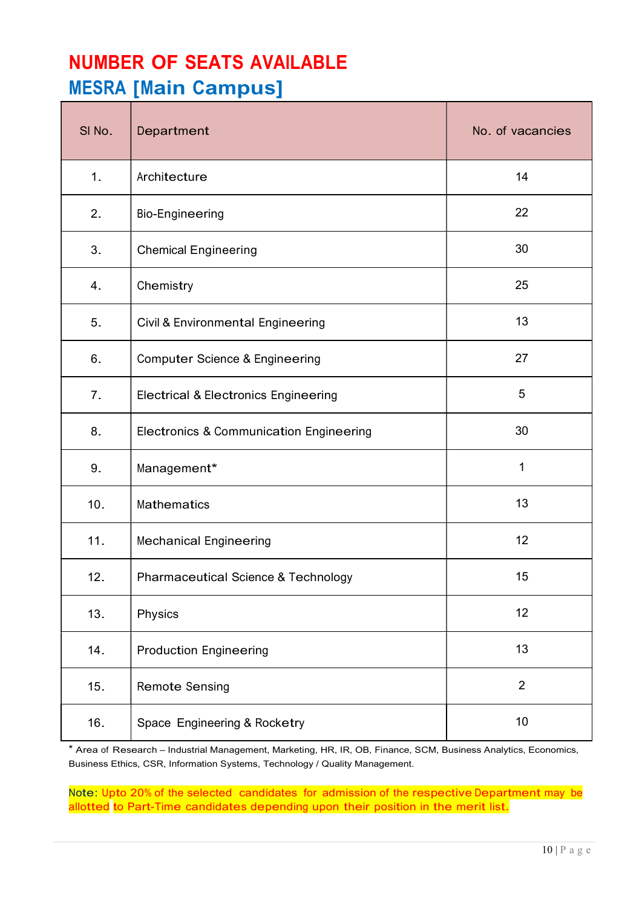# NUMBER OF SEATS AVAILABLE

## MESRA [Main Campus]

| Sl No. | Department | No. of vacancies |
|---|---|---|
| 1. | Architecture | 14 |
| 2. | Bio-Engineering | 22 |
| 3. | Chemical Engineering | 30 |
| 4. | Chemistry | 25 |
| 5. | Civil & Environmental Engineering | 13 |
| 6. | Computer Science & Engineering | 27 |
| 7. | Electrical & Electronics Engineering | 5 |
| 8. | Electronics & Communication Engineering | 30 |
| 9. | Management* | 1 |
| 10. | Mathematics | 13 |
| 11. | Mechanical Engineering | 12 |
| 12. | Pharmaceutical Science & Technology | 15 |
| 13. | Physics | 12 |
| 14. | Production Engineering | 13 |
| 15. | Remote Sensing | 2 |
| 16. | Space Engineering & Rocketry | 10 |

* Area of Research – Industrial Management, Marketing, HR, IR, OB, Finance, SCM, Business Analytics, Economics, Business Ethics, CSR, Information Systems, Technology / Quality Management.

Note: Upto 20% of the selected candidates for admission of the respective Department may be allotted to Part-Time candidates depending upon their position in the merit list.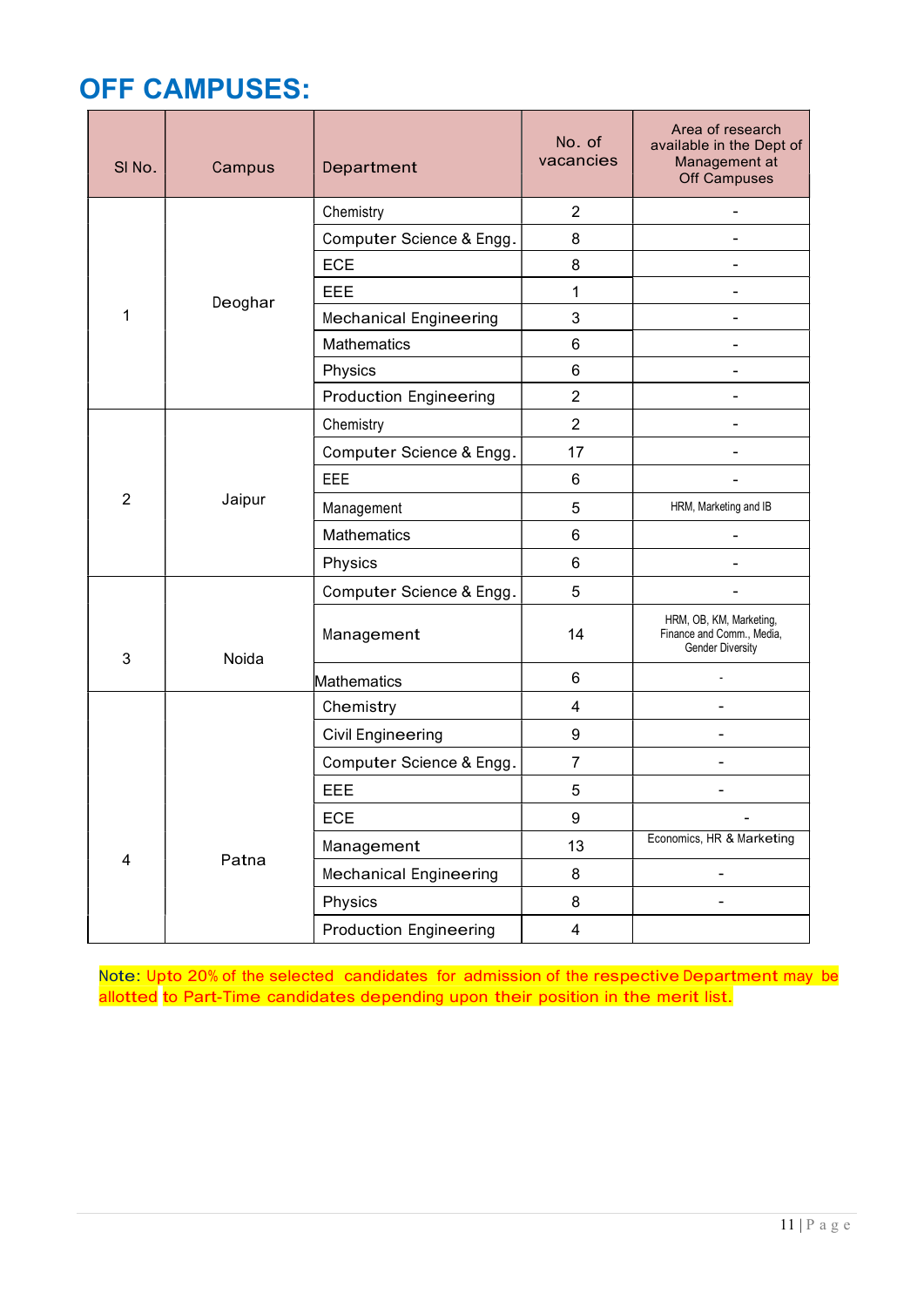# OFF CAMPUSES:

| Sl No. | Campus | Department | No. of vacancies | Area of research available in the Dept of Management at Off Campuses |
|---|---|---|---|---|
| 1 | Deoghar | Chemistry | 2 | - |
| | | Computer Science & Engg. | 8 | - |
| | | ECE | 8 | - |
| | | EEE | 1 | - |
| | | Mechanical Engineering | 3 | - |
| | | Mathematics | 6 | - |
| | | Physics | 6 | - |
| | | Production Engineering | 2 | - |
| 2 | Jaipur | Chemistry | 2 | - |
| | | Computer Science & Engg. | 17 | - |
| | | EEE | 6 | - |
| | | Management | 5 | HRM, Marketing and IB |
| | | Mathematics | 6 | - |
| | | Physics | 6 | - |
| 3 | Noida | Computer Science & Engg. | 5 | - |
| | | Management | 14 | HRM, OB, KM, Marketing, Finance and Comm., Media, Gender Diversity |
| | | Mathematics | 6 | - |
| 4 | Patna | Chemistry | 4 | - |
| | | Civil Engineering | 9 | - |
| | | Computer Science & Engg. | 7 | - |
| | | EEE | 5 | - |
| | | ECE | 9 | - |
| | | Management | 13 | Economics, HR & Marketing |
| | | Mechanical Engineering | 8 | - |
| | | Physics | 8 | - |
| | | Production Engineering | 4 | |

Note: Upto 20% of the selected candidates for admission of the respective Department may be allotted to Part-Time candidates depending upon their position in the merit list.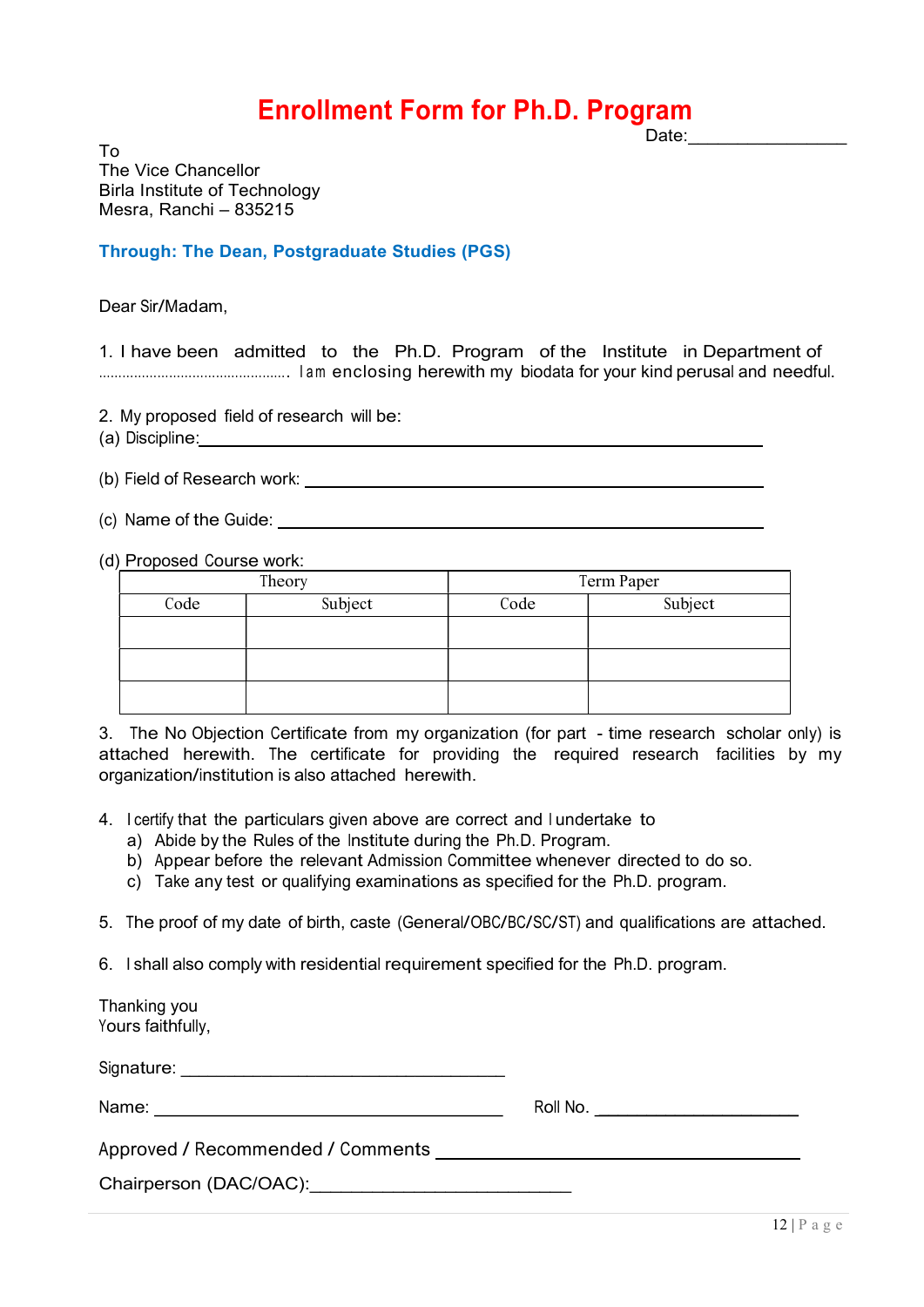# Enrollment Form for Ph.D. Program

Date:________________

To
The Vice Chancellor
Birla Institute of Technology
Mesra, Ranchi – 835215

**Through: The Dean, Postgraduate Studies (PGS)**

Dear Sir/Madam,

1. I have been admitted to the Ph.D. Program of the Institute in Department of ………………………………………. I am enclosing herewith my biodata for your kind perusal and needful.

2. My proposed field of research will be:
(a) Discipline:________________________________________________

(b) Field of Research work: ________________________________________

(c) Name of the Guide: ___________________________________________

(d) Proposed Course work:

| Theory | | Term Paper | |
|---|---|---|---|
| Code | Subject | Code | Subject |
| | | | |
| | | | |
| | | | |

3. The No Objection Certificate from my organization (for part - time research scholar only) is attached herewith. The certificate for providing the required research facilities by my organization/institution is also attached herewith.

4. I certify that the particulars given above are correct and I undertake to
   a) Abide by the Rules of the Institute during the Ph.D. Program.
   b) Appear before the relevant Admission Committee whenever directed to do so.
   c) Take any test or qualifying examinations as specified for the Ph.D. program.

5. The proof of my date of birth, caste (General/OBC/BC/SC/ST) and qualifications are attached.

6. I shall also comply with residential requirement specified for the Ph.D. program.

Thanking you
Yours faithfully,

Signature: ______________________________

Name: _________________________________ Roll No. ____________________

Approved / Recommended / Comments ______________________________

Chairperson (DAC/OAC):________________________